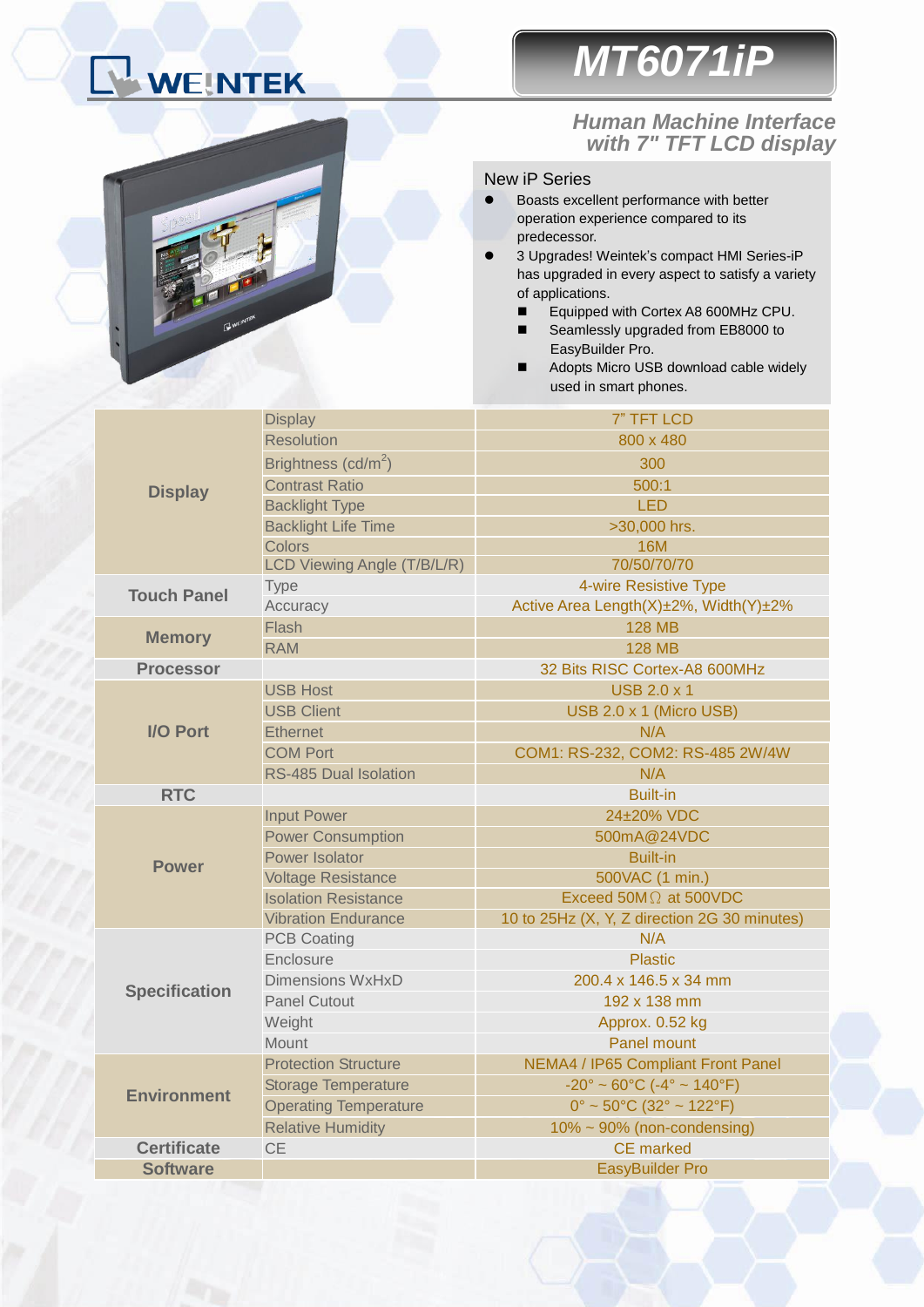# MT6071iP

WEINTEK

## Human Machine Interface with 7" TFT LCD display

### New iP Series

- Boasts excellent performance with better operation experience compared to its predecessor.
- 3 Upgrades! Weintek's compact HMI Series-iP has upgraded in every aspect to satisfy a variety of applications.
  - Equipped with Cortex A8 600MHz CPU.
  - Seamlessly upgraded from EB8000 to EasyBuilder Pro.
  - Adopts Micro USB download cable widely used in smart phones.

| | | |
|---|---|---|
| **Display** | Display | 7" TFT LCD |
| | Resolution | 800 x 480 |
| | Brightness (cd/m$^2$) | 300 |
| | Contrast Ratio | 500:1 |
| | Backlight Type | LED |
| | Backlight Life Time | >30,000 hrs. |
| | Colors | 16M |
| | LCD Viewing Angle (T/B/L/R) | 70/50/70/70 |
| **Touch Panel** | Type | 4-wire Resistive Type |
| | Accuracy | Active Area Length(X)±2%, Width(Y)±2% |
| **Memory** | Flash | 128 MB |
| | RAM | 128 MB |
| **Processor** | | 32 Bits RISC Cortex-A8 600MHz |
| **I/O Port** | USB Host | USB 2.0 x 1 |
| | USB Client | USB 2.0 x 1 (Micro USB) |
| | Ethernet | N/A |
| | COM Port | COM1: RS-232, COM2: RS-485 2W/4W |
| | RS-485 Dual Isolation | N/A |
| **RTC** | | Built-in |
| **Power** | Input Power | 24±20% VDC |
| | Power Consumption | 500mA@24VDC |
| | Power Isolator | Built-in |
| | Voltage Resistance | 500VAC (1 min.) |
| | Isolation Resistance | Exceed 50MΩ at 500VDC |
| | Vibration Endurance | 10 to 25Hz (X, Y, Z direction 2G 30 minutes) |
| **Specification** | PCB Coating | N/A |
| | Enclosure | Plastic |
| | Dimensions WxHxD | 200.4 x 146.5 x 34 mm |
| | Panel Cutout | 192 x 138 mm |
| | Weight | Approx. 0.52 kg |
| | Mount | Panel mount |
| **Environment** | Protection Structure | NEMA4 / IP65 Compliant Front Panel |
| | Storage Temperature | -20° ~ 60°C (-4° ~ 140°F) |
| | Operating Temperature | 0° ~ 50°C (32° ~ 122°F) |
| | Relative Humidity | 10% ~ 90% (non-condensing) |
| **Certificate** | CE | CE marked |
| **Software** | | EasyBuilder Pro |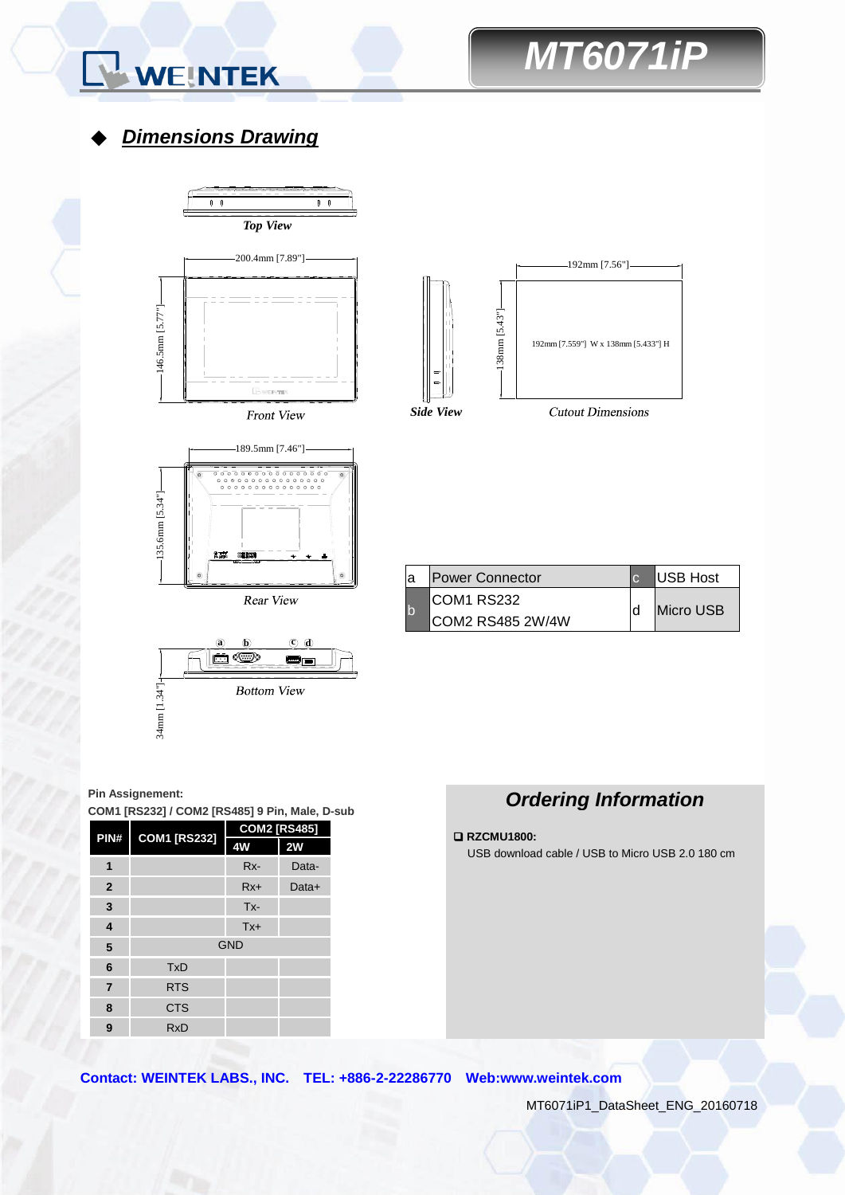## Dimensions Drawing

Top View

200.4mm [7.89"]

146.5mm [5.77"]

Front View

Side View

192mm [7.56"]

138mm [5.43"]

192mm [7.559"] W x 138mm [5.433"] H

Cutout Dimensions

189.5mm [7.46"]

135.6mm [5.34"]

Rear View

a b c d

Bottom View

34mm [1.34"]

| | | | |
|---|---|---|---|
| a | Power Connector | c | USB Host |
| b | COM1 RS232<br>COM2 RS485 2W/4W | d | Micro USB |

**Pin Assignement:**

**COM1 [RS232] / COM2 [RS485] 9 Pin, Male, D-sub**

| PIN# | COM1 [RS232] | COM2 [RS485] | |
|---|---|---|---|
| | | 4W | 2W |
| 1 | | Rx- | Data- |
| 2 | | Rx+ | Data+ |
| 3 | | Tx- | |
| 4 | | Tx+ | |
| 5 | GND | | |
| 6 | TxD | | |
| 7 | RTS | | |
| 8 | CTS | | |
| 9 | RxD | | |

## Ordering Information

❑ **RZCMU1800:**

USB download cable / USB to Micro USB 2.0 180 cm

**Contact: WEINTEK LABS., INC. TEL: +886-2-22286770 Web:www.weintek.com**

MT6071iP1_DataSheet_ENG_20160718